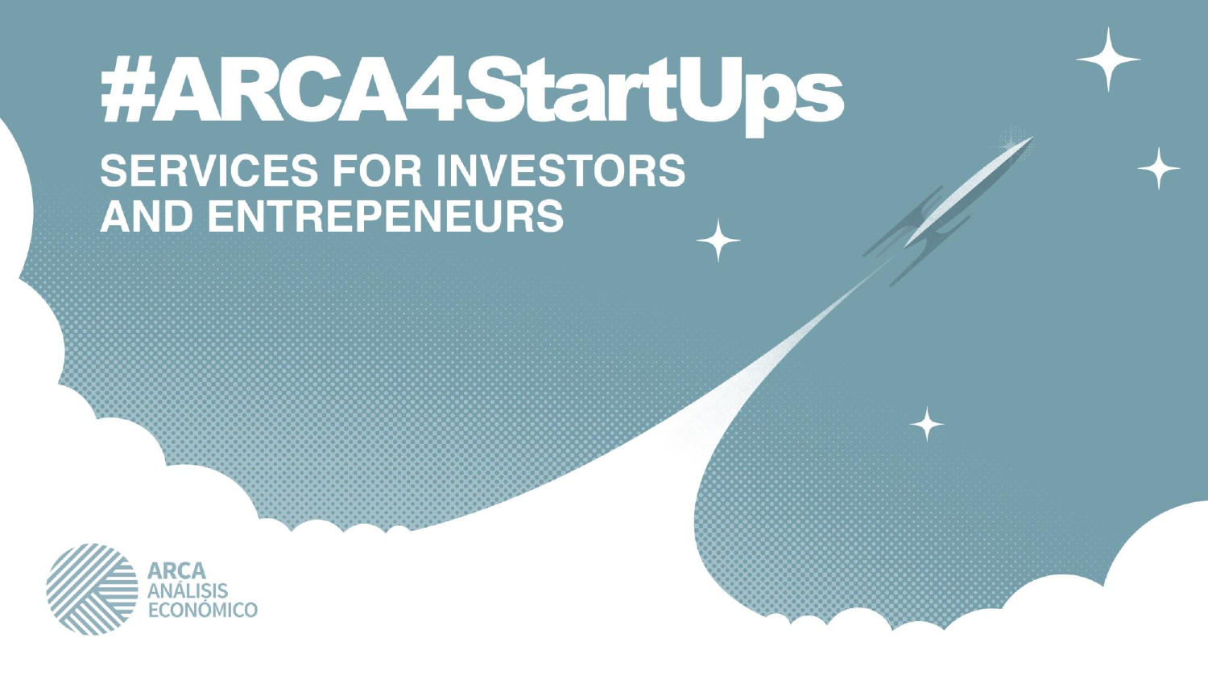# #ARCA4StartUps

## SERVICES FOR INVESTORS AND ENTREPENEURS

ARCA ANÁLISIS ECONÓMICO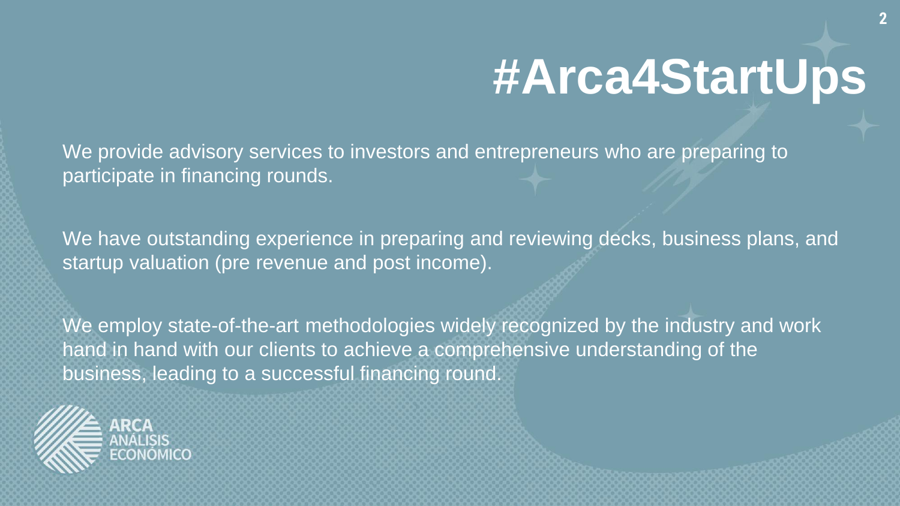# #Arca4StartUps

We provide advisory services to investors and entrepreneurs who are preparing to participate in financing rounds.

We have outstanding experience in preparing and reviewing decks, business plans, and startup valuation (pre revenue and post income).

We employ state-of-the-art methodologies widely recognized by the industry and work hand in hand with our clients to achieve a comprehensive understanding of the business, leading to a successful financing round.

ARCA
ANÁLISIS
ECONÓMICO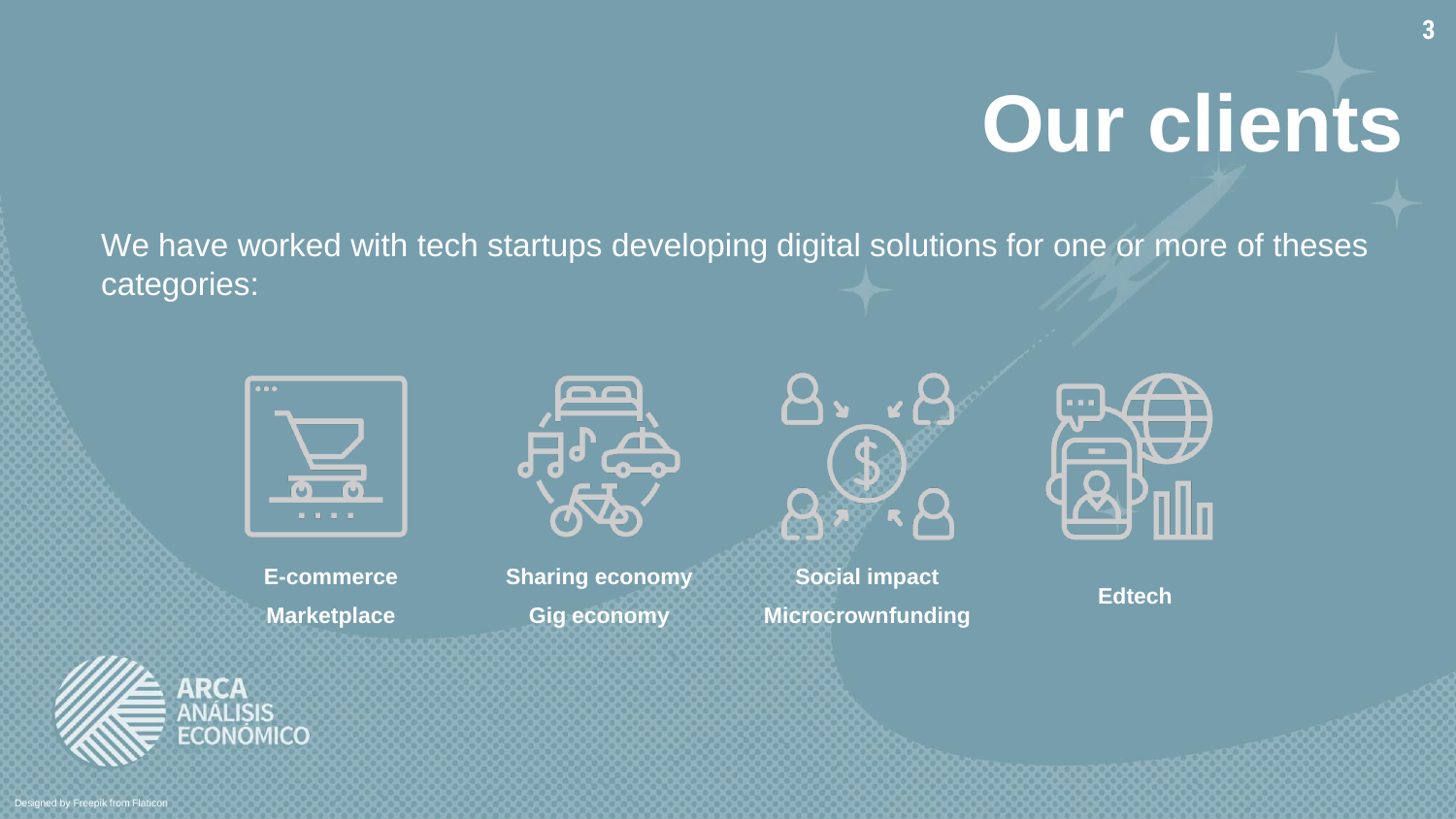# Our clients

We have worked with tech startups developing digital solutions for one or more of theses categories:

**E-commerce**
**Marketplace**

**Sharing economy**
**Gig economy**

**Social impact**
**Microcrownfunding**

**Edtech**

ARCA ANÁLISIS ECONÓMICO

Designed by Freepik from Flaticon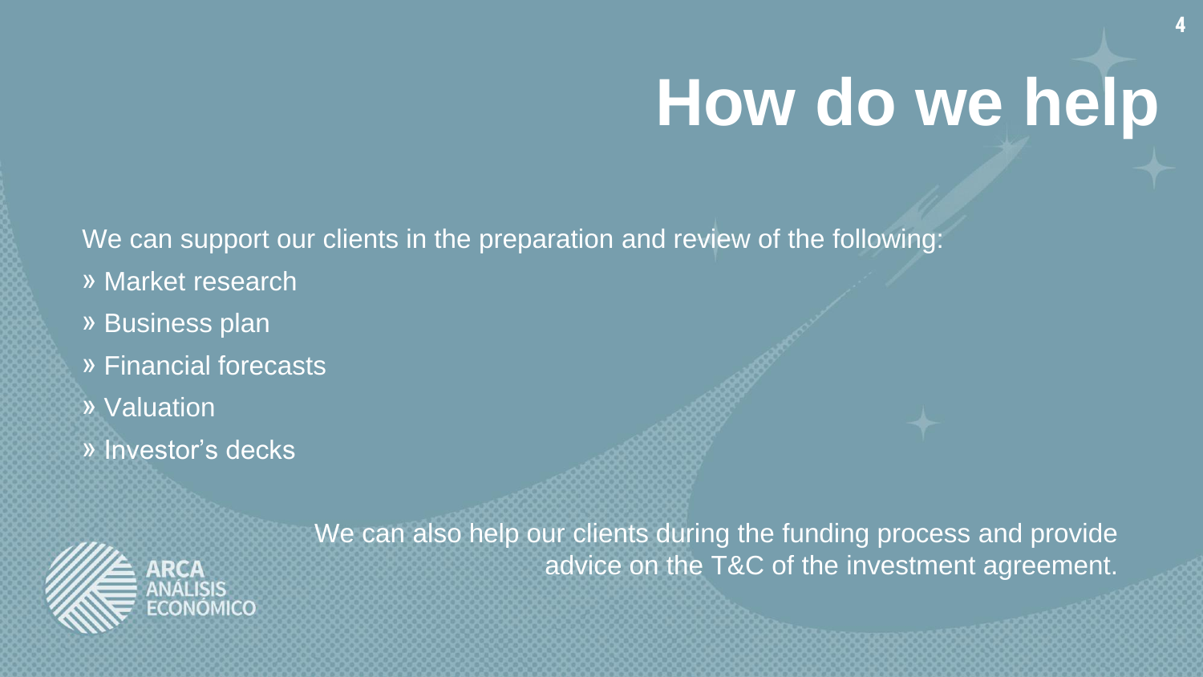# How do we help

We can support our clients in the preparation and review of the following:

» Market research

» Business plan

» Financial forecasts

» Valuation

» Investor's decks

We can also help our clients during the funding process and provide advice on the T&C of the investment agreement.

ARCA ANÁLISIS ECONÓMICO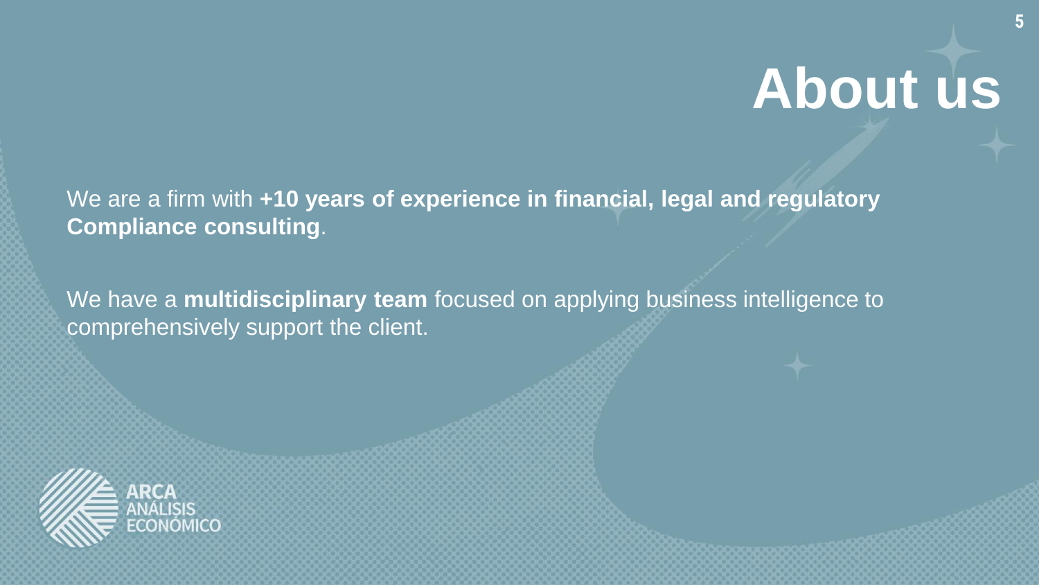# About us

We are a firm with **+10 years of experience in financial, legal and regulatory Compliance consulting**.

We have a **multidisciplinary team** focused on applying business intelligence to comprehensively support the client.

ARCA
ANÁLISIS
ECONÓMICO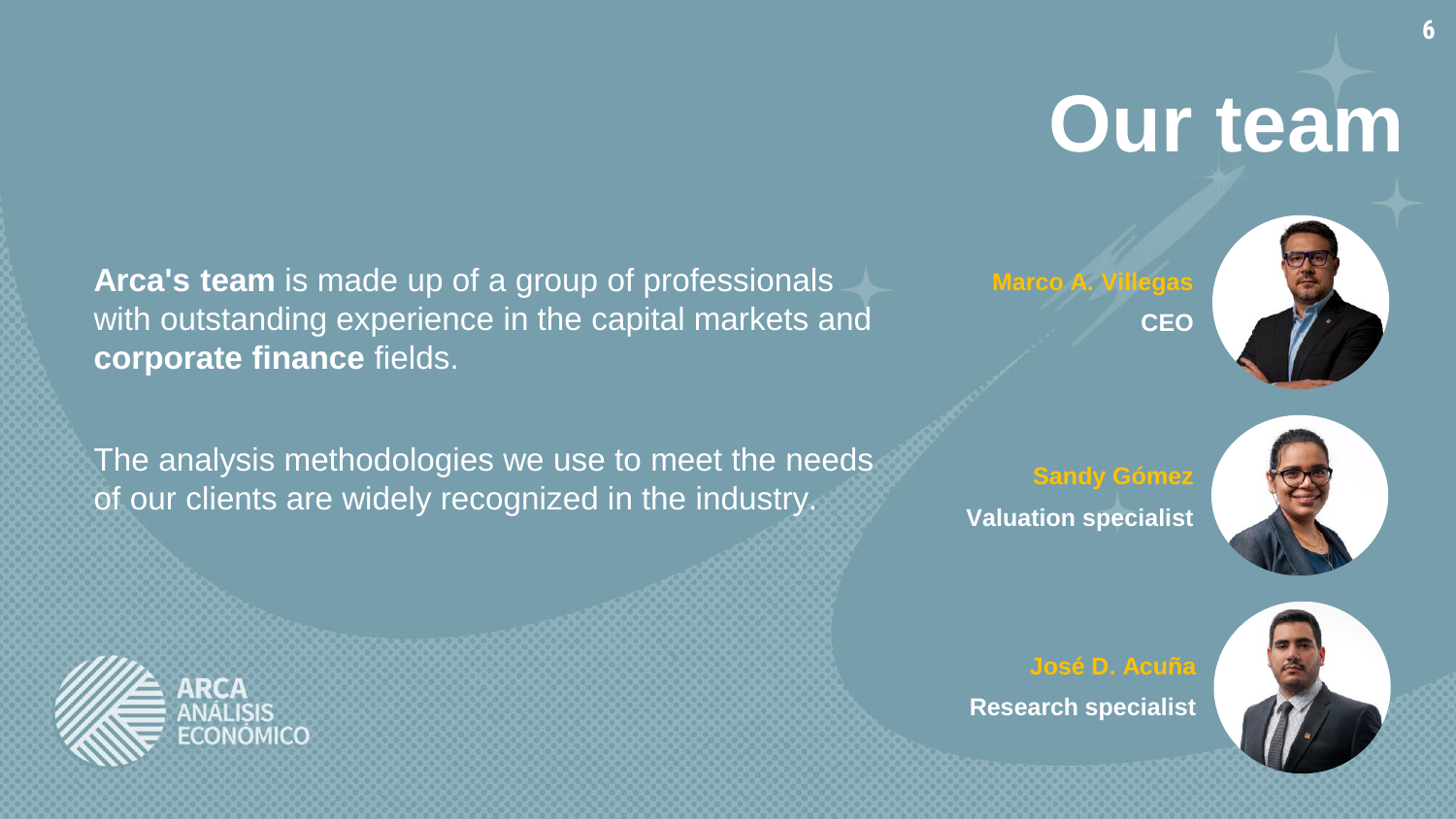# Our team

**Arca's team** is made up of a group of professionals with outstanding experience in the capital markets and **corporate finance** fields.

The analysis methodologies we use to meet the needs of our clients are widely recognized in the industry.

**Marco A. Villegas**
**CEO**

**Sandy Gómez**
**Valuation specialist**

**José D. Acuña**
**Research specialist**

ARCA ANÁLISIS ECONÓMICO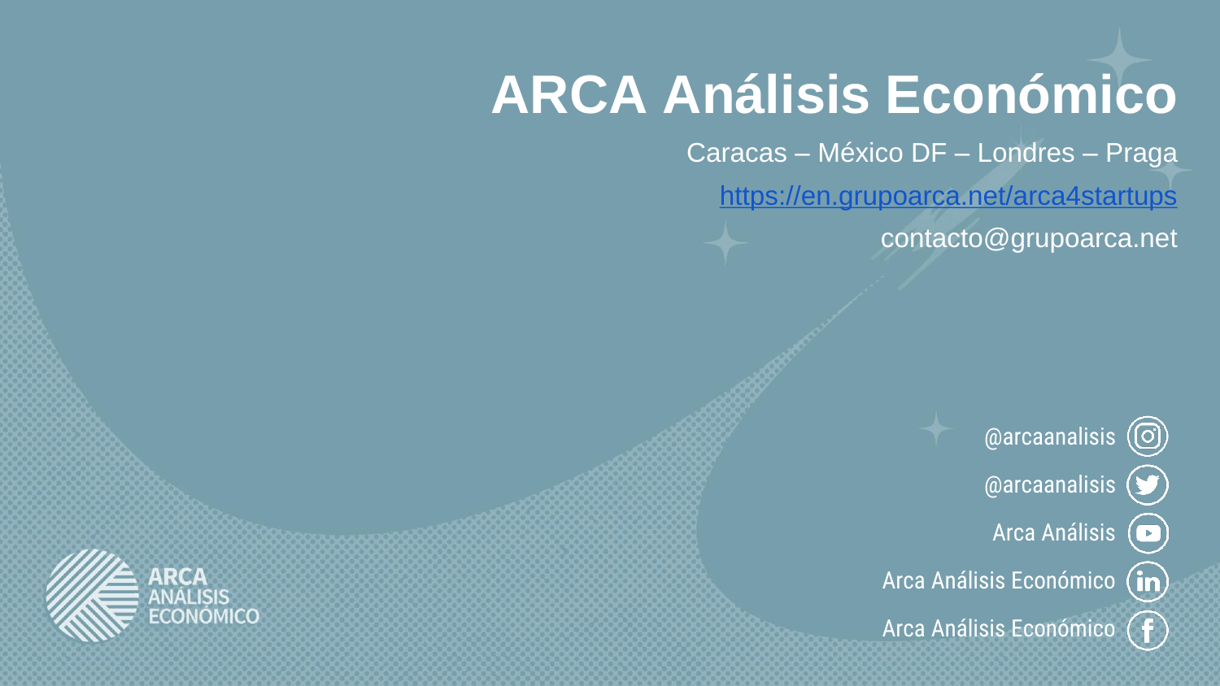# ARCA Análisis Económico

Caracas – México DF – Londres – Praga

https://en.grupoarca.net/arca4startups

contacto@grupoarca.net

@arcaanalisis

@arcaanalisis

Arca Análisis

Arca Análisis Económico

Arca Análisis Económico

ARCA ANÁLISIS ECONÓMICO